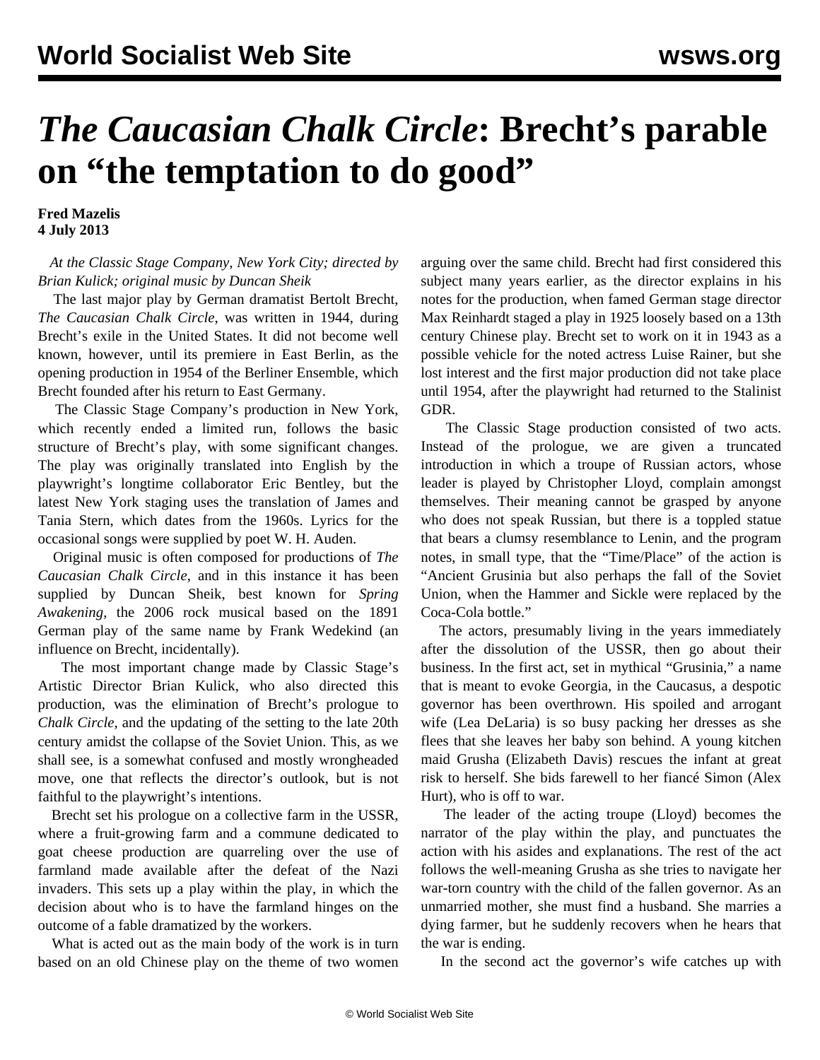# *The Caucasian Chalk Circle*: Brecht's parable on "the temptation to do good"

**Fred Mazelis**
**4 July 2013**

*At the Classic Stage Company, New York City; directed by Brian Kulick; original music by Duncan Sheik*

The last major play by German dramatist Bertolt Brecht, *The Caucasian Chalk Circle*, was written in 1944, during Brecht's exile in the United States. It did not become well known, however, until its premiere in East Berlin, as the opening production in 1954 of the Berliner Ensemble, which Brecht founded after his return to East Germany.

The Classic Stage Company's production in New York, which recently ended a limited run, follows the basic structure of Brecht's play, with some significant changes. The play was originally translated into English by the playwright's longtime collaborator Eric Bentley, but the latest New York staging uses the translation of James and Tania Stern, which dates from the 1960s. Lyrics for the occasional songs were supplied by poet W. H. Auden.

Original music is often composed for productions of *The Caucasian Chalk Circle*, and in this instance it has been supplied by Duncan Sheik, best known for *Spring Awakening*, the 2006 rock musical based on the 1891 German play of the same name by Frank Wedekind (an influence on Brecht, incidentally).

The most important change made by Classic Stage's Artistic Director Brian Kulick, who also directed this production, was the elimination of Brecht's prologue to *Chalk Circle*, and the updating of the setting to the late 20th century amidst the collapse of the Soviet Union. This, as we shall see, is a somewhat confused and mostly wrongheaded move, one that reflects the director's outlook, but is not faithful to the playwright's intentions.

Brecht set his prologue on a collective farm in the USSR, where a fruit-growing farm and a commune dedicated to goat cheese production are quarreling over the use of farmland made available after the defeat of the Nazi invaders. This sets up a play within the play, in which the decision about who is to have the farmland hinges on the outcome of a fable dramatized by the workers.

What is acted out as the main body of the work is in turn based on an old Chinese play on the theme of two women arguing over the same child. Brecht had first considered this subject many years earlier, as the director explains in his notes for the production, when famed German stage director Max Reinhardt staged a play in 1925 loosely based on a 13th century Chinese play. Brecht set to work on it in 1943 as a possible vehicle for the noted actress Luise Rainer, but she lost interest and the first major production did not take place until 1954, after the playwright had returned to the Stalinist GDR.

The Classic Stage production consisted of two acts. Instead of the prologue, we are given a truncated introduction in which a troupe of Russian actors, whose leader is played by Christopher Lloyd, complain amongst themselves. Their meaning cannot be grasped by anyone who does not speak Russian, but there is a toppled statue that bears a clumsy resemblance to Lenin, and the program notes, in small type, that the "Time/Place" of the action is "Ancient Grusinia but also perhaps the fall of the Soviet Union, when the Hammer and Sickle were replaced by the Coca-Cola bottle."

The actors, presumably living in the years immediately after the dissolution of the USSR, then go about their business. In the first act, set in mythical "Grusinia," a name that is meant to evoke Georgia, in the Caucasus, a despotic governor has been overthrown. His spoiled and arrogant wife (Lea DeLaria) is so busy packing her dresses as she flees that she leaves her baby son behind. A young kitchen maid Grusha (Elizabeth Davis) rescues the infant at great risk to herself. She bids farewell to her fiancé Simon (Alex Hurt), who is off to war.

The leader of the acting troupe (Lloyd) becomes the narrator of the play within the play, and punctuates the action with his asides and explanations. The rest of the act follows the well-meaning Grusha as she tries to navigate her war-torn country with the child of the fallen governor. As an unmarried mother, she must find a husband. She marries a dying farmer, but he suddenly recovers when he hears that the war is ending.

In the second act the governor's wife catches up with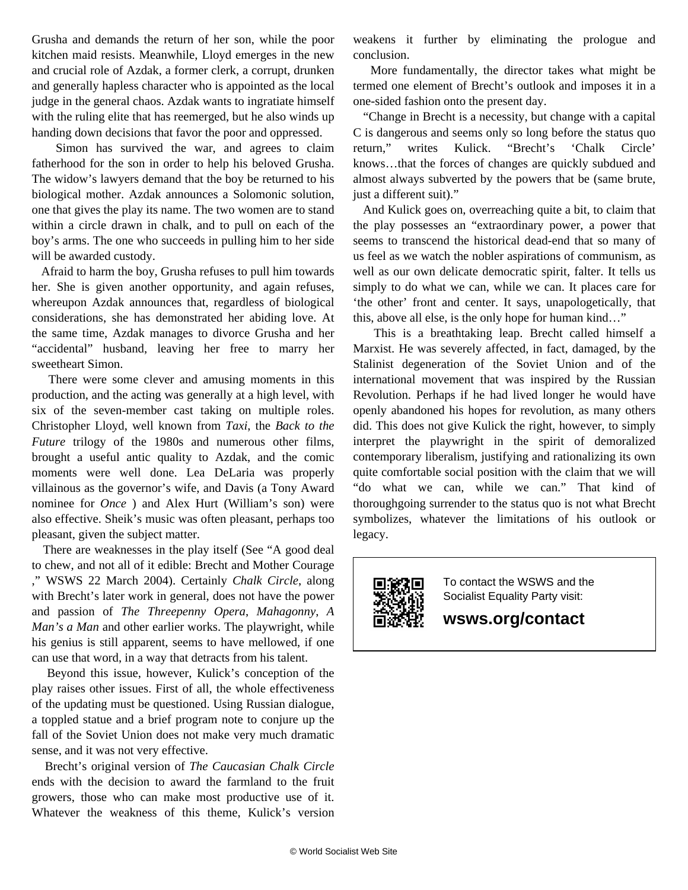Grusha and demands the return of her son, while the poor kitchen maid resists. Meanwhile, Lloyd emerges in the new and crucial role of Azdak, a former clerk, a corrupt, drunken and generally hapless character who is appointed as the local judge in the general chaos. Azdak wants to ingratiate himself with the ruling elite that has reemerged, but he also winds up handing down decisions that favor the poor and oppressed.

Simon has survived the war, and agrees to claim fatherhood for the son in order to help his beloved Grusha. The widow's lawyers demand that the boy be returned to his biological mother. Azdak announces a Solomonic solution, one that gives the play its name. The two women are to stand within a circle drawn in chalk, and to pull on each of the boy's arms. The one who succeeds in pulling him to her side will be awarded custody.

Afraid to harm the boy, Grusha refuses to pull him towards her. She is given another opportunity, and again refuses, whereupon Azdak announces that, regardless of biological considerations, she has demonstrated her abiding love. At the same time, Azdak manages to divorce Grusha and her "accidental" husband, leaving her free to marry her sweetheart Simon.

There were some clever and amusing moments in this production, and the acting was generally at a high level, with six of the seven-member cast taking on multiple roles. Christopher Lloyd, well known from *Taxi*, the *Back to the Future* trilogy of the 1980s and numerous other films, brought a useful antic quality to Azdak, and the comic moments were well done. Lea DeLaria was properly villainous as the governor's wife, and Davis (a Tony Award nominee for *Once* ) and Alex Hurt (William's son) were also effective. Sheik's music was often pleasant, perhaps too pleasant, given the subject matter.

There are weaknesses in the play itself (See "A good deal to chew, and not all of it edible: Brecht and Mother Courage ," WSWS 22 March 2004). Certainly *Chalk Circle*, along with Brecht's later work in general, does not have the power and passion of *The Threepenny Opera*, *Mahagonny*, *A Man's a Man* and other earlier works. The playwright, while his genius is still apparent, seems to have mellowed, if one can use that word, in a way that detracts from his talent.

Beyond this issue, however, Kulick's conception of the play raises other issues. First of all, the whole effectiveness of the updating must be questioned. Using Russian dialogue, a toppled statue and a brief program note to conjure up the fall of the Soviet Union does not make very much dramatic sense, and it was not very effective.

Brecht's original version of *The Caucasian Chalk Circle* ends with the decision to award the farmland to the fruit growers, those who can make most productive use of it. Whatever the weakness of this theme, Kulick's version weakens it further by eliminating the prologue and conclusion.

More fundamentally, the director takes what might be termed one element of Brecht's outlook and imposes it in a one-sided fashion onto the present day.

"Change in Brecht is a necessity, but change with a capital C is dangerous and seems only so long before the status quo return," writes Kulick. "Brecht's 'Chalk Circle' knows…that the forces of changes are quickly subdued and almost always subverted by the powers that be (same brute, just a different suit)."

And Kulick goes on, overreaching quite a bit, to claim that the play possesses an "extraordinary power, a power that seems to transcend the historical dead-end that so many of us feel as we watch the nobler aspirations of communism, as well as our own delicate democratic spirit, falter. It tells us simply to do what we can, while we can. It places care for 'the other' front and center. It says, unapologetically, that this, above all else, is the only hope for human kind…"

This is a breathtaking leap. Brecht called himself a Marxist. He was severely affected, in fact, damaged, by the Stalinist degeneration of the Soviet Union and of the international movement that was inspired by the Russian Revolution. Perhaps if he had lived longer he would have openly abandoned his hopes for revolution, as many others did. This does not give Kulick the right, however, to simply interpret the playwright in the spirit of demoralized contemporary liberalism, justifying and rationalizing its own quite comfortable social position with the claim that we will "do what we can, while we can." That kind of thoroughgoing surrender to the status quo is not what Brecht symbolizes, whatever the limitations of his outlook or legacy.

To contact the WSWS and the Socialist Equality Party visit:

**wsws.org/contact**